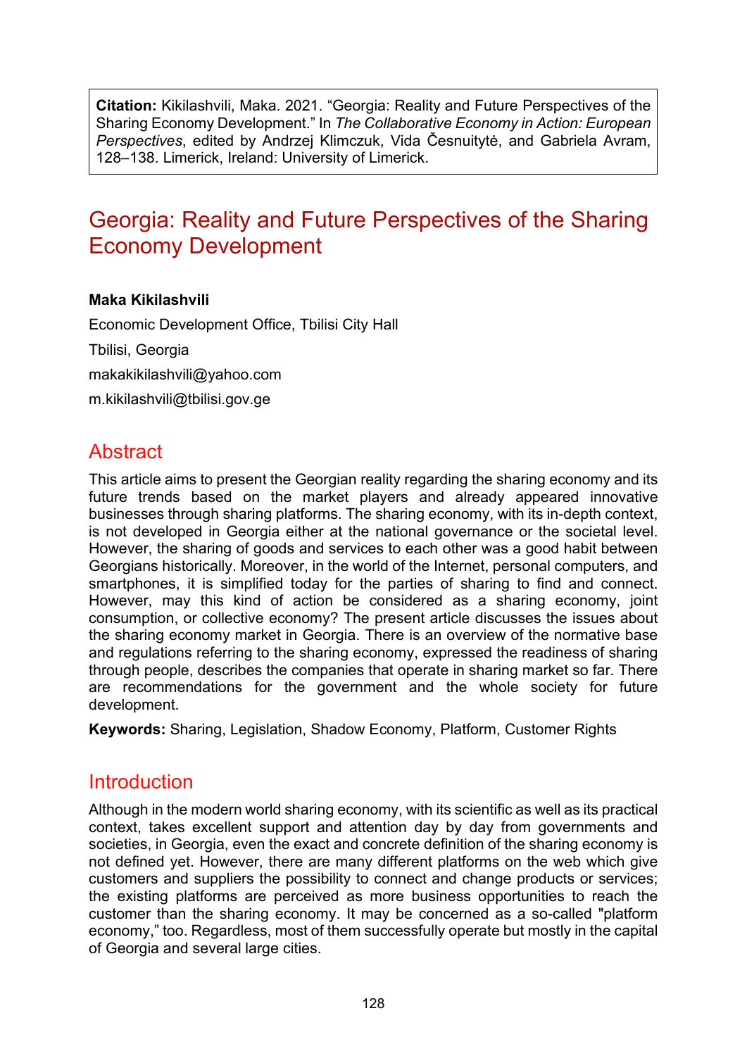**Citation:** Kikilashvili, Maka. 2021. "Georgia: Reality and Future Perspectives of the Sharing Economy Development." In *The Collaborative Economy in Action: European Perspectives*, edited by Andrzej Klimczuk, Vida Česnuitytė, and Gabriela Avram, 128–138. Limerick, Ireland: University of Limerick.

# Georgia: Reality and Future Perspectives of the Sharing Economy Development

**Maka Kikilashvili**

Economic Development Office, Tbilisi City Hall

Tbilisi, Georgia

makakikilashvili@yahoo.com

m.kikilashvili@tbilisi.gov.ge

## Abstract

This article aims to present the Georgian reality regarding the sharing economy and its future trends based on the market players and already appeared innovative businesses through sharing platforms. The sharing economy, with its in-depth context, is not developed in Georgia either at the national governance or the societal level. However, the sharing of goods and services to each other was a good habit between Georgians historically. Moreover, in the world of the Internet, personal computers, and smartphones, it is simplified today for the parties of sharing to find and connect. However, may this kind of action be considered as a sharing economy, joint consumption, or collective economy? The present article discusses the issues about the sharing economy market in Georgia. There is an overview of the normative base and regulations referring to the sharing economy, expressed the readiness of sharing through people, describes the companies that operate in sharing market so far. There are recommendations for the government and the whole society for future development.

**Keywords:** Sharing, Legislation, Shadow Economy, Platform, Customer Rights

## Introduction

Although in the modern world sharing economy, with its scientific as well as its practical context, takes excellent support and attention day by day from governments and societies, in Georgia, even the exact and concrete definition of the sharing economy is not defined yet. However, there are many different platforms on the web which give customers and suppliers the possibility to connect and change products or services; the existing platforms are perceived as more business opportunities to reach the customer than the sharing economy. It may be concerned as a so-called "platform economy," too. Regardless, most of them successfully operate but mostly in the capital of Georgia and several large cities.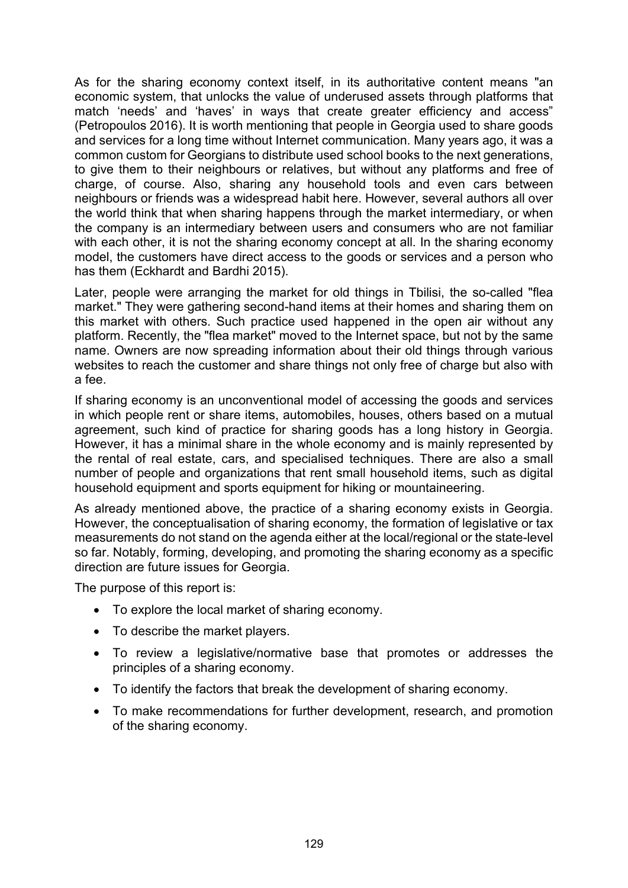As for the sharing economy context itself, in its authoritative content means "an economic system, that unlocks the value of underused assets through platforms that match 'needs' and 'haves' in ways that create greater efficiency and access" (Petropoulos 2016). It is worth mentioning that people in Georgia used to share goods and services for a long time without Internet communication. Many years ago, it was a common custom for Georgians to distribute used school books to the next generations, to give them to their neighbours or relatives, but without any platforms and free of charge, of course. Also, sharing any household tools and even cars between neighbours or friends was a widespread habit here. However, several authors all over the world think that when sharing happens through the market intermediary, or when the company is an intermediary between users and consumers who are not familiar with each other, it is not the sharing economy concept at all. In the sharing economy model, the customers have direct access to the goods or services and a person who has them (Eckhardt and Bardhi 2015).

Later, people were arranging the market for old things in Tbilisi, the so-called "flea market." They were gathering second-hand items at their homes and sharing them on this market with others. Such practice used happened in the open air without any platform. Recently, the "flea market" moved to the Internet space, but not by the same name. Owners are now spreading information about their old things through various websites to reach the customer and share things not only free of charge but also with a fee.

If sharing economy is an unconventional model of accessing the goods and services in which people rent or share items, automobiles, houses, others based on a mutual agreement, such kind of practice for sharing goods has a long history in Georgia. However, it has a minimal share in the whole economy and is mainly represented by the rental of real estate, cars, and specialised techniques. There are also a small number of people and organizations that rent small household items, such as digital household equipment and sports equipment for hiking or mountaineering.

As already mentioned above, the practice of a sharing economy exists in Georgia. However, the conceptualisation of sharing economy, the formation of legislative or tax measurements do not stand on the agenda either at the local/regional or the state-level so far. Notably, forming, developing, and promoting the sharing economy as a specific direction are future issues for Georgia.

The purpose of this report is:

- To explore the local market of sharing economy.
- To describe the market players.
- To review a legislative/normative base that promotes or addresses the principles of a sharing economy.
- To identify the factors that break the development of sharing economy.
- To make recommendations for further development, research, and promotion of the sharing economy.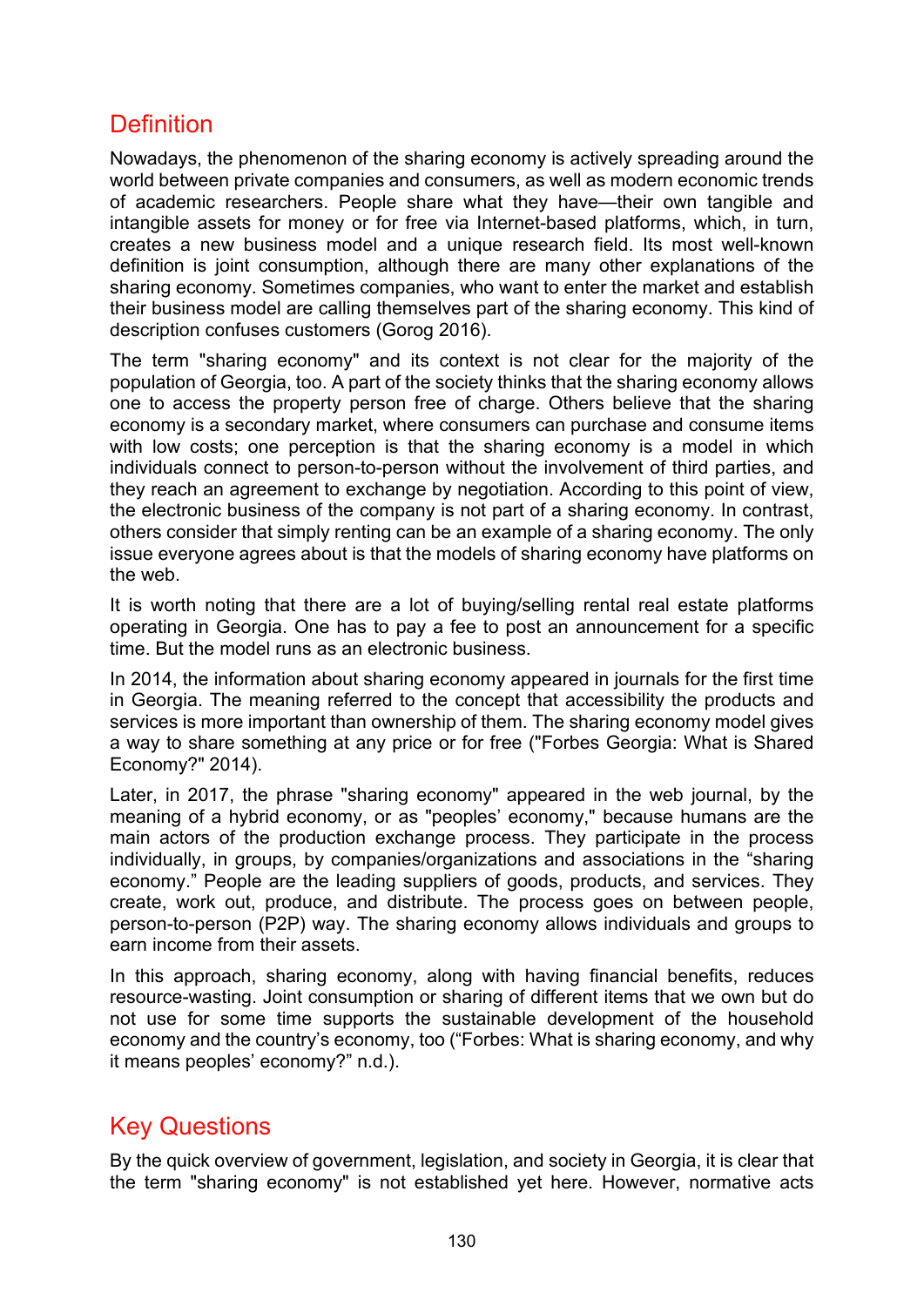## Definition

Nowadays, the phenomenon of the sharing economy is actively spreading around the world between private companies and consumers, as well as modern economic trends of academic researchers. People share what they have—their own tangible and intangible assets for money or for free via Internet-based platforms, which, in turn, creates a new business model and a unique research field. Its most well-known definition is joint consumption, although there are many other explanations of the sharing economy. Sometimes companies, who want to enter the market and establish their business model are calling themselves part of the sharing economy. This kind of description confuses customers (Gorog 2016).

The term "sharing economy" and its context is not clear for the majority of the population of Georgia, too. A part of the society thinks that the sharing economy allows one to access the property person free of charge. Others believe that the sharing economy is a secondary market, where consumers can purchase and consume items with low costs; one perception is that the sharing economy is a model in which individuals connect to person-to-person without the involvement of third parties, and they reach an agreement to exchange by negotiation. According to this point of view, the electronic business of the company is not part of a sharing economy. In contrast, others consider that simply renting can be an example of a sharing economy. The only issue everyone agrees about is that the models of sharing economy have platforms on the web.

It is worth noting that there are a lot of buying/selling rental real estate platforms operating in Georgia. One has to pay a fee to post an announcement for a specific time. But the model runs as an electronic business.

In 2014, the information about sharing economy appeared in journals for the first time in Georgia. The meaning referred to the concept that accessibility the products and services is more important than ownership of them. The sharing economy model gives a way to share something at any price or for free ("Forbes Georgia: What is Shared Economy?" 2014).

Later, in 2017, the phrase "sharing economy" appeared in the web journal, by the meaning of a hybrid economy, or as "peoples' economy," because humans are the main actors of the production exchange process. They participate in the process individually, in groups, by companies/organizations and associations in the "sharing economy." People are the leading suppliers of goods, products, and services. They create, work out, produce, and distribute. The process goes on between people, person-to-person (P2P) way. The sharing economy allows individuals and groups to earn income from their assets.

In this approach, sharing economy, along with having financial benefits, reduces resource-wasting. Joint consumption or sharing of different items that we own but do not use for some time supports the sustainable development of the household economy and the country's economy, too ("Forbes: What is sharing economy, and why it means peoples' economy?" n.d.).

## Key Questions

By the quick overview of government, legislation, and society in Georgia, it is clear that the term "sharing economy" is not established yet here. However, normative acts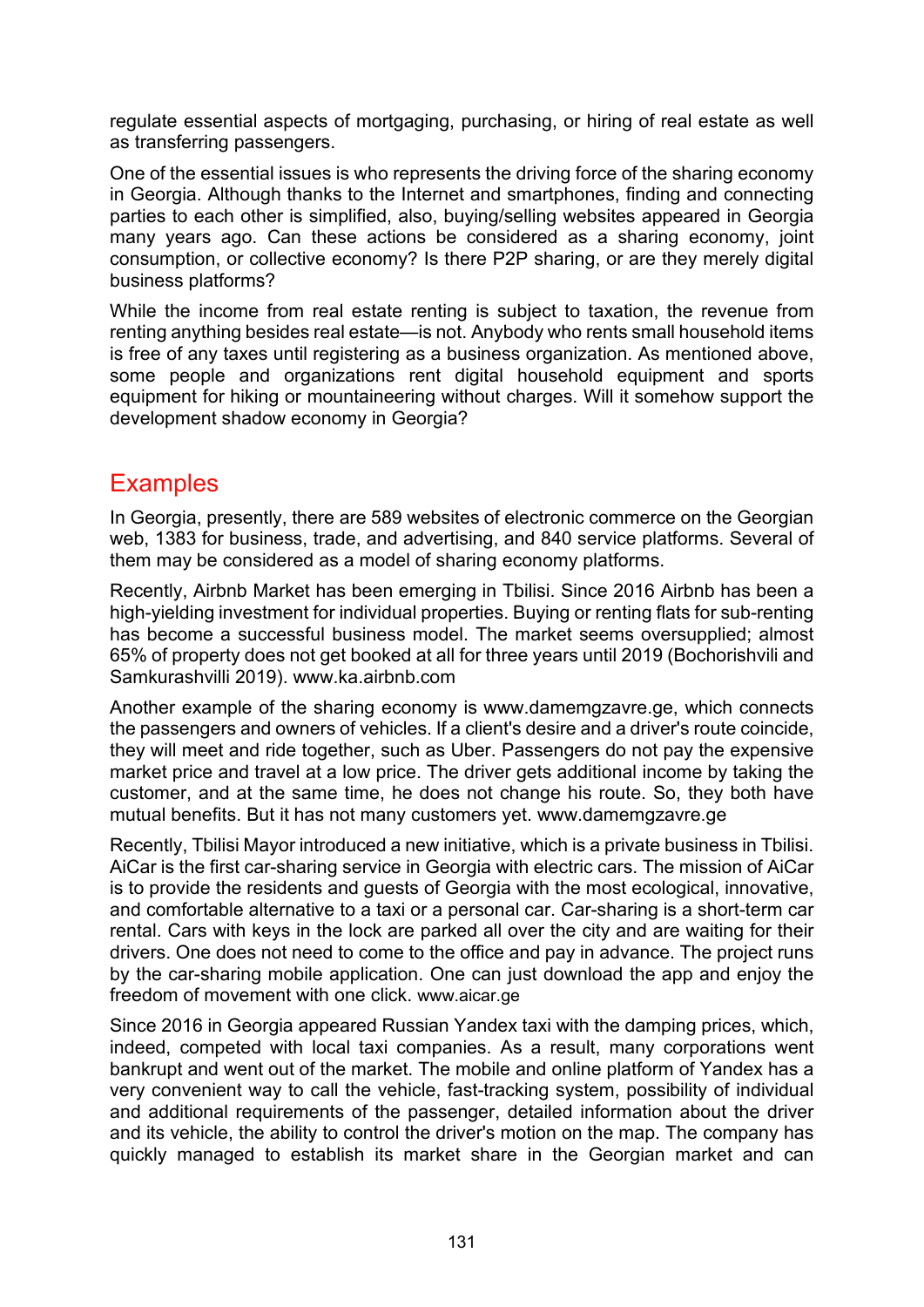regulate essential aspects of mortgaging, purchasing, or hiring of real estate as well as transferring passengers.

One of the essential issues is who represents the driving force of the sharing economy in Georgia. Although thanks to the Internet and smartphones, finding and connecting parties to each other is simplified, also, buying/selling websites appeared in Georgia many years ago. Can these actions be considered as a sharing economy, joint consumption, or collective economy? Is there P2P sharing, or are they merely digital business platforms?

While the income from real estate renting is subject to taxation, the revenue from renting anything besides real estate—is not. Anybody who rents small household items is free of any taxes until registering as a business organization. As mentioned above, some people and organizations rent digital household equipment and sports equipment for hiking or mountaineering without charges. Will it somehow support the development shadow economy in Georgia?

## Examples

In Georgia, presently, there are 589 websites of electronic commerce on the Georgian web, 1383 for business, trade, and advertising, and 840 service platforms. Several of them may be considered as a model of sharing economy platforms.

Recently, Airbnb Market has been emerging in Tbilisi. Since 2016 Airbnb has been a high-yielding investment for individual properties. Buying or renting flats for sub-renting has become a successful business model. The market seems oversupplied; almost 65% of property does not get booked at all for three years until 2019 (Bochorishvili and Samkurashvilli 2019). www.ka.airbnb.com

Another example of the sharing economy is www.damemgzavre.ge, which connects the passengers and owners of vehicles. If a client's desire and a driver's route coincide, they will meet and ride together, such as Uber. Passengers do not pay the expensive market price and travel at a low price. The driver gets additional income by taking the customer, and at the same time, he does not change his route. So, they both have mutual benefits. But it has not many customers yet. www.damemgzavre.ge

Recently, Tbilisi Mayor introduced a new initiative, which is a private business in Tbilisi. AiCar is the first car-sharing service in Georgia with electric cars. The mission of AiCar is to provide the residents and guests of Georgia with the most ecological, innovative, and comfortable alternative to a taxi or a personal car. Car-sharing is a short-term car rental. Cars with keys in the lock are parked all over the city and are waiting for their drivers. One does not need to come to the office and pay in advance. The project runs by the car-sharing mobile application. One can just download the app and enjoy the freedom of movement with one click. www.aicar.ge

Since 2016 in Georgia appeared Russian Yandex taxi with the damping prices, which, indeed, competed with local taxi companies. As a result, many corporations went bankrupt and went out of the market. The mobile and online platform of Yandex has a very convenient way to call the vehicle, fast-tracking system, possibility of individual and additional requirements of the passenger, detailed information about the driver and its vehicle, the ability to control the driver's motion on the map. The company has quickly managed to establish its market share in the Georgian market and can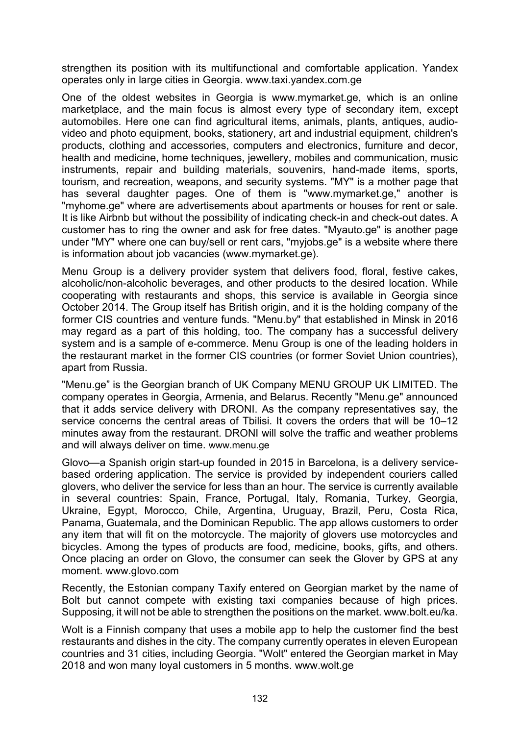strengthen its position with its multifunctional and comfortable application. Yandex operates only in large cities in Georgia. www.taxi.yandex.com.ge

One of the oldest websites in Georgia is www.mymarket.ge, which is an online marketplace, and the main focus is almost every type of secondary item, except automobiles. Here one can find agricultural items, animals, plants, antiques, audio-video and photo equipment, books, stationery, art and industrial equipment, children's products, clothing and accessories, computers and electronics, furniture and decor, health and medicine, home techniques, jewellery, mobiles and communication, music instruments, repair and building materials, souvenirs, hand-made items, sports, tourism, and recreation, weapons, and security systems. "MY" is a mother page that has several daughter pages. One of them is "www.mymarket.ge," another is "myhome.ge" where are advertisements about apartments or houses for rent or sale. It is like Airbnb but without the possibility of indicating check-in and check-out dates. A customer has to ring the owner and ask for free dates. "Myauto.ge" is another page under "MY" where one can buy/sell or rent cars, "myjobs.ge" is a website where there is information about job vacancies (www.mymarket.ge).

Menu Group is a delivery provider system that delivers food, floral, festive cakes, alcoholic/non-alcoholic beverages, and other products to the desired location. While cooperating with restaurants and shops, this service is available in Georgia since October 2014. The Group itself has British origin, and it is the holding company of the former CIS countries and venture funds. "Menu.by" that established in Minsk in 2016 may regard as a part of this holding, too. The company has a successful delivery system and is a sample of e-commerce. Menu Group is one of the leading holders in the restaurant market in the former CIS countries (or former Soviet Union countries), apart from Russia.

"Menu.ge" is the Georgian branch of UK Company MENU GROUP UK LIMITED. The company operates in Georgia, Armenia, and Belarus. Recently "Menu.ge" announced that it adds service delivery with DRONI. As the company representatives say, the service concerns the central areas of Tbilisi. It covers the orders that will be 10–12 minutes away from the restaurant. DRONI will solve the traffic and weather problems and will always deliver on time. www.menu.ge

Glovo—a Spanish origin start-up founded in 2015 in Barcelona, is a delivery service-based ordering application. The service is provided by independent couriers called glovers, who deliver the service for less than an hour. The service is currently available in several countries: Spain, France, Portugal, Italy, Romania, Turkey, Georgia, Ukraine, Egypt, Morocco, Chile, Argentina, Uruguay, Brazil, Peru, Costa Rica, Panama, Guatemala, and the Dominican Republic. The app allows customers to order any item that will fit on the motorcycle. The majority of glovers use motorcycles and bicycles. Among the types of products are food, medicine, books, gifts, and others. Once placing an order on Glovo, the consumer can seek the Glover by GPS at any moment. www.glovo.com

Recently, the Estonian company Taxify entered on Georgian market by the name of Bolt but cannot compete with existing taxi companies because of high prices. Supposing, it will not be able to strengthen the positions on the market. www.bolt.eu/ka.

Wolt is a Finnish company that uses a mobile app to help the customer find the best restaurants and dishes in the city. The company currently operates in eleven European countries and 31 cities, including Georgia. "Wolt" entered the Georgian market in May 2018 and won many loyal customers in 5 months. www.wolt.ge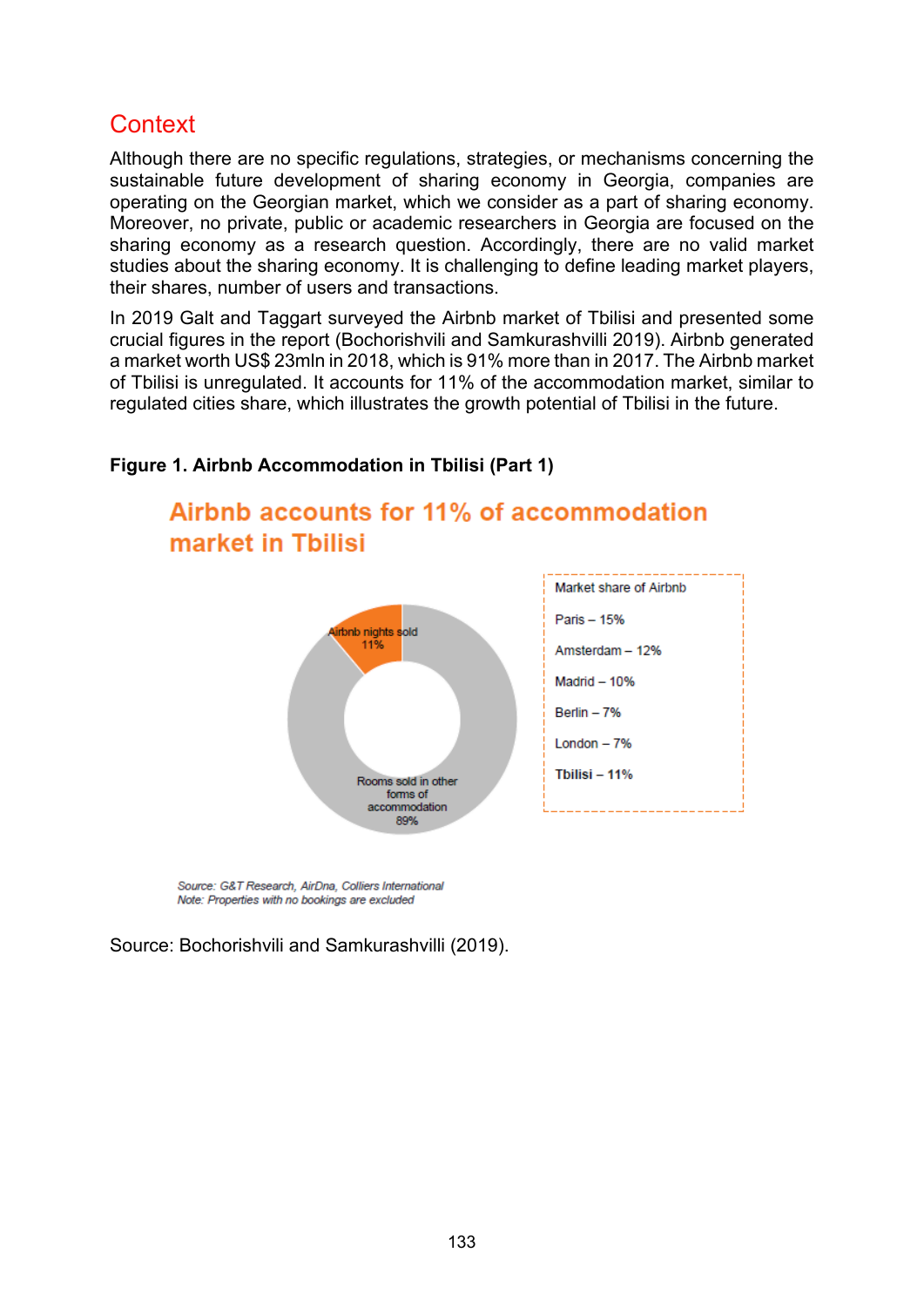## Context

Although there are no specific regulations, strategies, or mechanisms concerning the sustainable future development of sharing economy in Georgia, companies are operating on the Georgian market, which we consider as a part of sharing economy. Moreover, no private, public or academic researchers in Georgia are focused on the sharing economy as a research question. Accordingly, there are no valid market studies about the sharing economy. It is challenging to define leading market players, their shares, number of users and transactions.

In 2019 Galt and Taggart surveyed the Airbnb market of Tbilisi and presented some crucial figures in the report (Bochorishvili and Samkurashvilli 2019). Airbnb generated a market worth US$ 23mln in 2018, which is 91% more than in 2017. The Airbnb market of Tbilisi is unregulated. It accounts for 11% of the accommodation market, similar to regulated cities share, which illustrates the growth potential of Tbilisi in the future.

**Figure 1. Airbnb Accommodation in Tbilisi (Part 1)**

Airbnb accounts for 11% of accommodation market in Tbilisi

Airbnb nights sold
11%

Rooms sold in other forms of accommodation
89%

Market share of Airbnb

Paris – 15%

Amsterdam – 12%

Madrid – 10%

Berlin – 7%

London – 7%

**Tbilisi – 11%**

*Source: G&T Research, AirDna, Colliers International*
*Note: Properties with no bookings are excluded*

Source: Bochorishvili and Samkurashvilli (2019).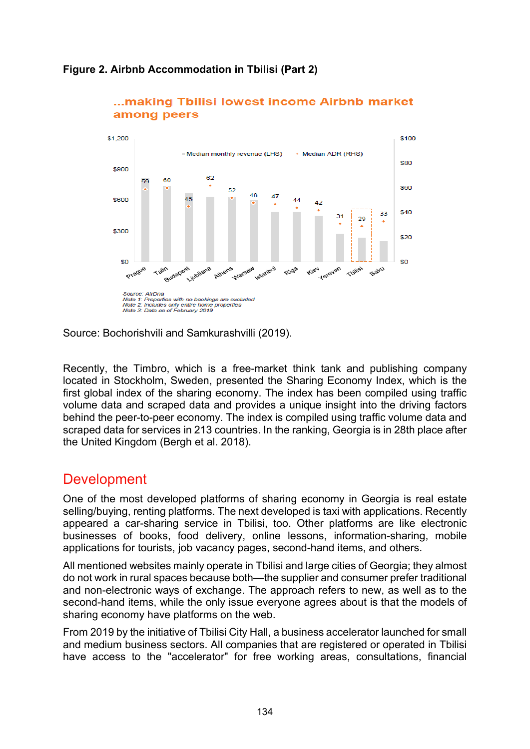**Figure 2. Airbnb Accommodation in Tbilisi (Part 2)**

...making Tbilisi lowest income Airbnb market among peers

$1,200
$900
$600
$300
$0

$100
$80
$60
$40
$20
$0

Median monthly revenue (LHS) · Median ADR (RHS)

59 60 45 62 52 48 47 44 42 31 29 33

Prague Talin Budapest Ljubliana Athens Warsaw Istanbul Riga Kiev Yerevan Tbilisi Baku

Source: AirDna
Note 1: Properties with no bookings are excluded
Note 2: Includes only entire home properties
Note 3: Data as of February 2019

Source: Bochorishvili and Samkurashvilli (2019).

Recently, the Timbro, which is a free-market think tank and publishing company located in Stockholm, Sweden, presented the Sharing Economy Index, which is the first global index of the sharing economy. The index has been compiled using traffic volume data and scraped data and provides a unique insight into the driving factors behind the peer-to-peer economy. The index is compiled using traffic volume data and scraped data for services in 213 countries. In the ranking, Georgia is in 28th place after the United Kingdom (Bergh et al. 2018).

## Development

One of the most developed platforms of sharing economy in Georgia is real estate selling/buying, renting platforms. The next developed is taxi with applications. Recently appeared a car-sharing service in Tbilisi, too. Other platforms are like electronic businesses of books, food delivery, online lessons, information-sharing, mobile applications for tourists, job vacancy pages, second-hand items, and others.

All mentioned websites mainly operate in Tbilisi and large cities of Georgia; they almost do not work in rural spaces because both—the supplier and consumer prefer traditional and non-electronic ways of exchange. The approach refers to new, as well as to the second-hand items, while the only issue everyone agrees about is that the models of sharing economy have platforms on the web.

From 2019 by the initiative of Tbilisi City Hall, a business accelerator launched for small and medium business sectors. All companies that are registered or operated in Tbilisi have access to the "accelerator" for free working areas, consultations, financial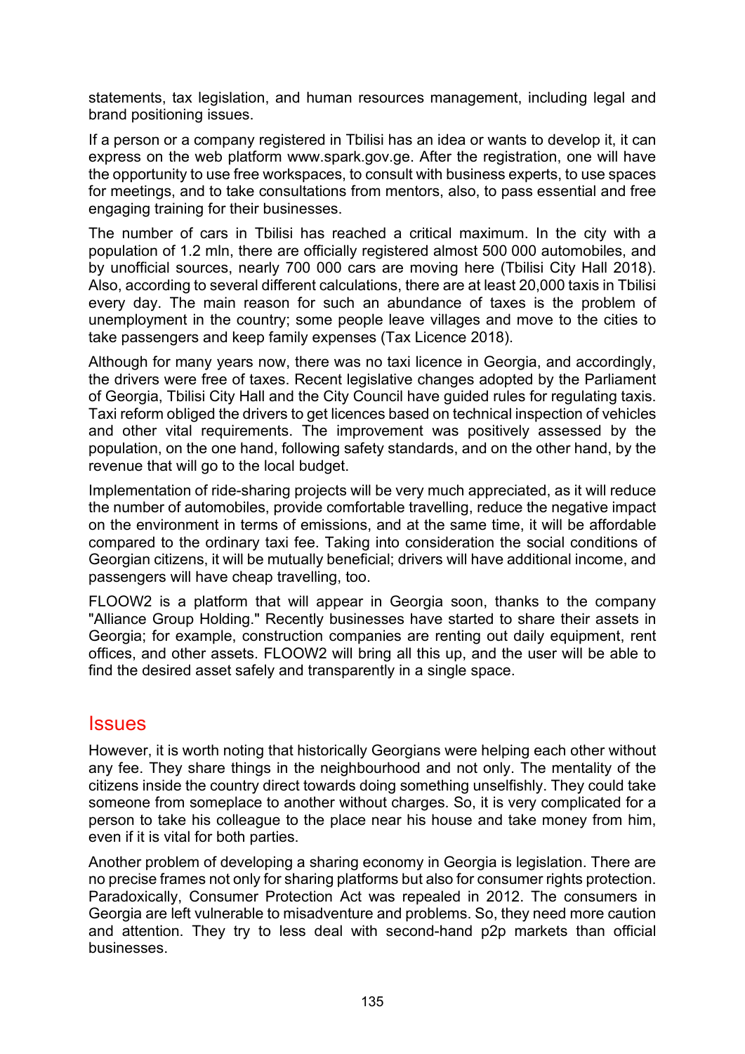statements, tax legislation, and human resources management, including legal and brand positioning issues.

If a person or a company registered in Tbilisi has an idea or wants to develop it, it can express on the web platform www.spark.gov.ge. After the registration, one will have the opportunity to use free workspaces, to consult with business experts, to use spaces for meetings, and to take consultations from mentors, also, to pass essential and free engaging training for their businesses.

The number of cars in Tbilisi has reached a critical maximum. In the city with a population of 1.2 mln, there are officially registered almost 500 000 automobiles, and by unofficial sources, nearly 700 000 cars are moving here (Tbilisi City Hall 2018). Also, according to several different calculations, there are at least 20,000 taxis in Tbilisi every day. The main reason for such an abundance of taxes is the problem of unemployment in the country; some people leave villages and move to the cities to take passengers and keep family expenses (Tax Licence 2018).

Although for many years now, there was no taxi licence in Georgia, and accordingly, the drivers were free of taxes. Recent legislative changes adopted by the Parliament of Georgia, Tbilisi City Hall and the City Council have guided rules for regulating taxis. Taxi reform obliged the drivers to get licences based on technical inspection of vehicles and other vital requirements. The improvement was positively assessed by the population, on the one hand, following safety standards, and on the other hand, by the revenue that will go to the local budget.

Implementation of ride-sharing projects will be very much appreciated, as it will reduce the number of automobiles, provide comfortable travelling, reduce the negative impact on the environment in terms of emissions, and at the same time, it will be affordable compared to the ordinary taxi fee. Taking into consideration the social conditions of Georgian citizens, it will be mutually beneficial; drivers will have additional income, and passengers will have cheap travelling, too.

FLOOW2 is a platform that will appear in Georgia soon, thanks to the company "Alliance Group Holding." Recently businesses have started to share their assets in Georgia; for example, construction companies are renting out daily equipment, rent offices, and other assets. FLOOW2 will bring all this up, and the user will be able to find the desired asset safely and transparently in a single space.

## Issues

However, it is worth noting that historically Georgians were helping each other without any fee. They share things in the neighbourhood and not only. The mentality of the citizens inside the country direct towards doing something unselfishly. They could take someone from someplace to another without charges. So, it is very complicated for a person to take his colleague to the place near his house and take money from him, even if it is vital for both parties.

Another problem of developing a sharing economy in Georgia is legislation. There are no precise frames not only for sharing platforms but also for consumer rights protection. Paradoxically, Consumer Protection Act was repealed in 2012. The consumers in Georgia are left vulnerable to misadventure and problems. So, they need more caution and attention. They try to less deal with second-hand p2p markets than official businesses.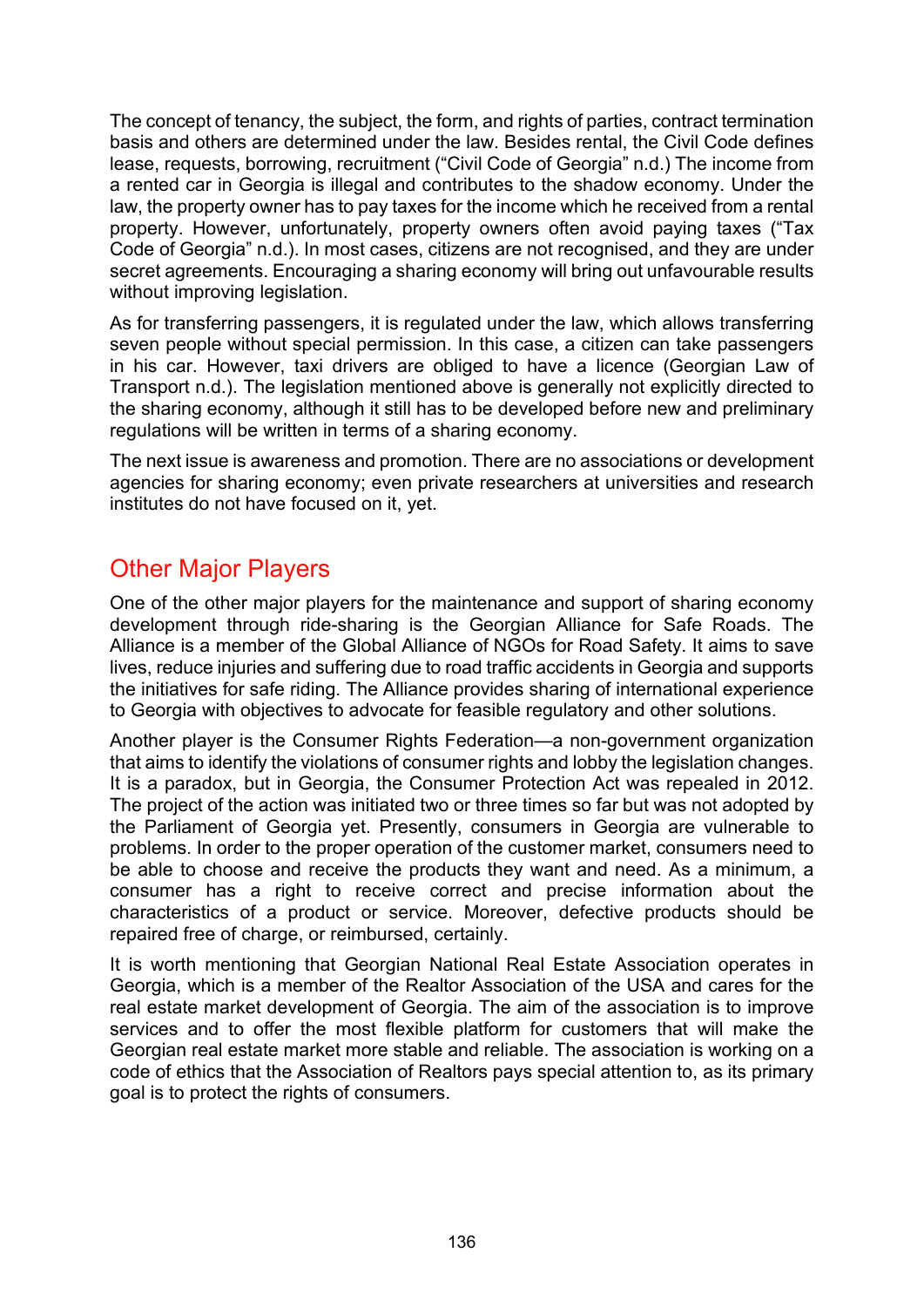The concept of tenancy, the subject, the form, and rights of parties, contract termination basis and others are determined under the law. Besides rental, the Civil Code defines lease, requests, borrowing, recruitment ("Civil Code of Georgia" n.d.) The income from a rented car in Georgia is illegal and contributes to the shadow economy. Under the law, the property owner has to pay taxes for the income which he received from a rental property. However, unfortunately, property owners often avoid paying taxes ("Tax Code of Georgia" n.d.). In most cases, citizens are not recognised, and they are under secret agreements. Encouraging a sharing economy will bring out unfavourable results without improving legislation.

As for transferring passengers, it is regulated under the law, which allows transferring seven people without special permission. In this case, a citizen can take passengers in his car. However, taxi drivers are obliged to have a licence (Georgian Law of Transport n.d.). The legislation mentioned above is generally not explicitly directed to the sharing economy, although it still has to be developed before new and preliminary regulations will be written in terms of a sharing economy.

The next issue is awareness and promotion. There are no associations or development agencies for sharing economy; even private researchers at universities and research institutes do not have focused on it, yet.

## Other Major Players

One of the other major players for the maintenance and support of sharing economy development through ride-sharing is the Georgian Alliance for Safe Roads. The Alliance is a member of the Global Alliance of NGOs for Road Safety. It aims to save lives, reduce injuries and suffering due to road traffic accidents in Georgia and supports the initiatives for safe riding. The Alliance provides sharing of international experience to Georgia with objectives to advocate for feasible regulatory and other solutions.

Another player is the Consumer Rights Federation—a non-government organization that aims to identify the violations of consumer rights and lobby the legislation changes. It is a paradox, but in Georgia, the Consumer Protection Act was repealed in 2012. The project of the action was initiated two or three times so far but was not adopted by the Parliament of Georgia yet. Presently, consumers in Georgia are vulnerable to problems. In order to the proper operation of the customer market, consumers need to be able to choose and receive the products they want and need. As a minimum, a consumer has a right to receive correct and precise information about the characteristics of a product or service. Moreover, defective products should be repaired free of charge, or reimbursed, certainly.

It is worth mentioning that Georgian National Real Estate Association operates in Georgia, which is a member of the Realtor Association of the USA and cares for the real estate market development of Georgia. The aim of the association is to improve services and to offer the most flexible platform for customers that will make the Georgian real estate market more stable and reliable. The association is working on a code of ethics that the Association of Realtors pays special attention to, as its primary goal is to protect the rights of consumers.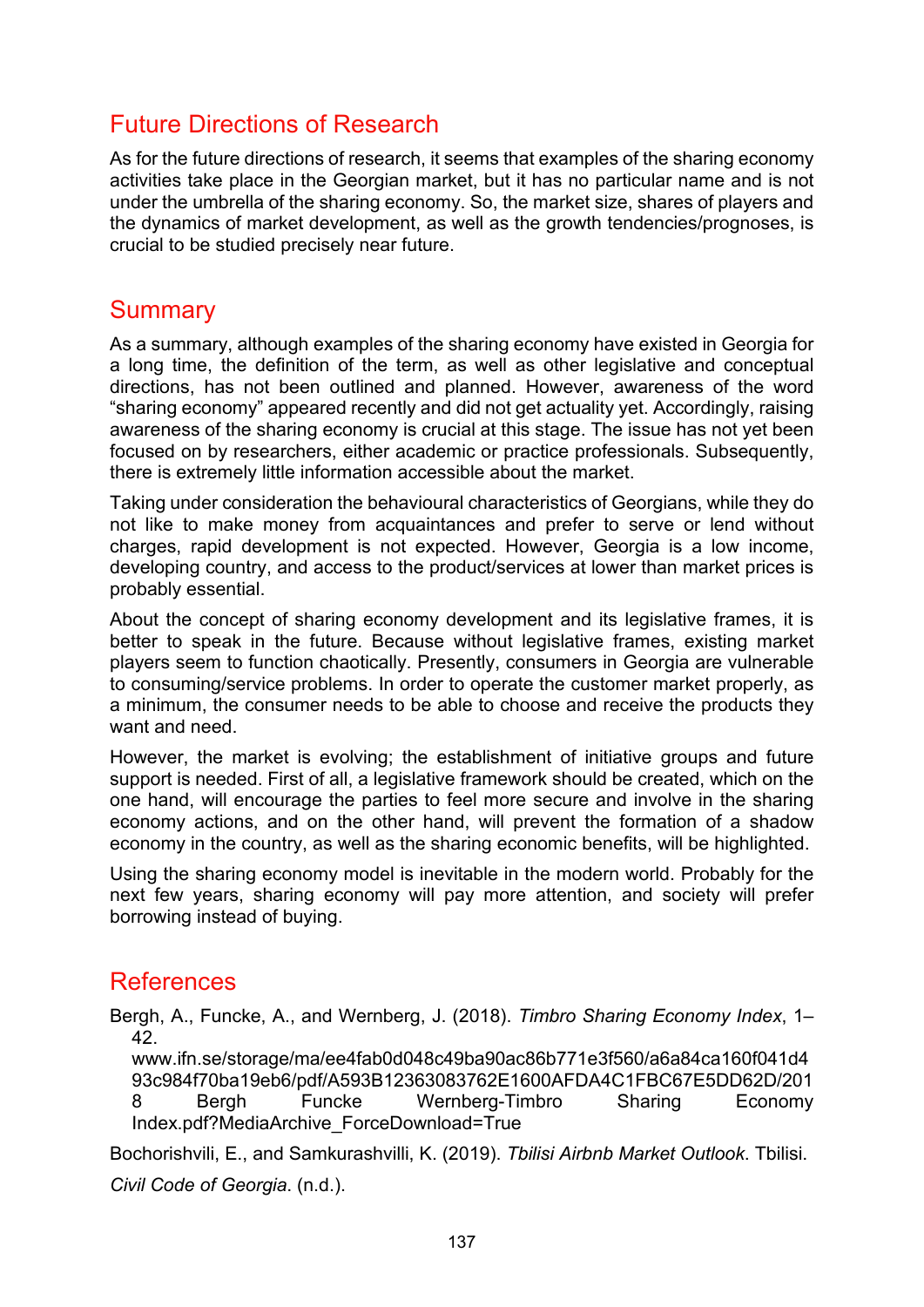## Future Directions of Research

As for the future directions of research, it seems that examples of the sharing economy activities take place in the Georgian market, but it has no particular name and is not under the umbrella of the sharing economy. So, the market size, shares of players and the dynamics of market development, as well as the growth tendencies/prognoses, is crucial to be studied precisely near future.

## Summary

As a summary, although examples of the sharing economy have existed in Georgia for a long time, the definition of the term, as well as other legislative and conceptual directions, has not been outlined and planned. However, awareness of the word "sharing economy" appeared recently and did not get actuality yet. Accordingly, raising awareness of the sharing economy is crucial at this stage. The issue has not yet been focused on by researchers, either academic or practice professionals. Subsequently, there is extremely little information accessible about the market.

Taking under consideration the behavioural characteristics of Georgians, while they do not like to make money from acquaintances and prefer to serve or lend without charges, rapid development is not expected. However, Georgia is a low income, developing country, and access to the product/services at lower than market prices is probably essential.

About the concept of sharing economy development and its legislative frames, it is better to speak in the future. Because without legislative frames, existing market players seem to function chaotically. Presently, consumers in Georgia are vulnerable to consuming/service problems. In order to operate the customer market properly, as a minimum, the consumer needs to be able to choose and receive the products they want and need.

However, the market is evolving; the establishment of initiative groups and future support is needed. First of all, a legislative framework should be created, which on the one hand, will encourage the parties to feel more secure and involve in the sharing economy actions, and on the other hand, will prevent the formation of a shadow economy in the country, as well as the sharing economic benefits, will be highlighted.

Using the sharing economy model is inevitable in the modern world. Probably for the next few years, sharing economy will pay more attention, and society will prefer borrowing instead of buying.

## References

Bergh, A., Funcke, A., and Wernberg, J. (2018). *Timbro Sharing Economy Index*, 1–42. www.ifn.se/storage/ma/ee4fab0d048c49ba90ac86b771e3f560/a6a84ca160f041d493c984f70ba19eb6/pdf/A593B12363083762E1600AFDA4C1FBC67E5DD62D/2018 Bergh Funcke Wernberg-Timbro Sharing Economy Index.pdf?MediaArchive_ForceDownload=True

Bochorishvili, E., and Samkurashvilli, K. (2019). *Tbilisi Airbnb Market Outlook*. Tbilisi.

*Civil Code of Georgia*. (n.d.).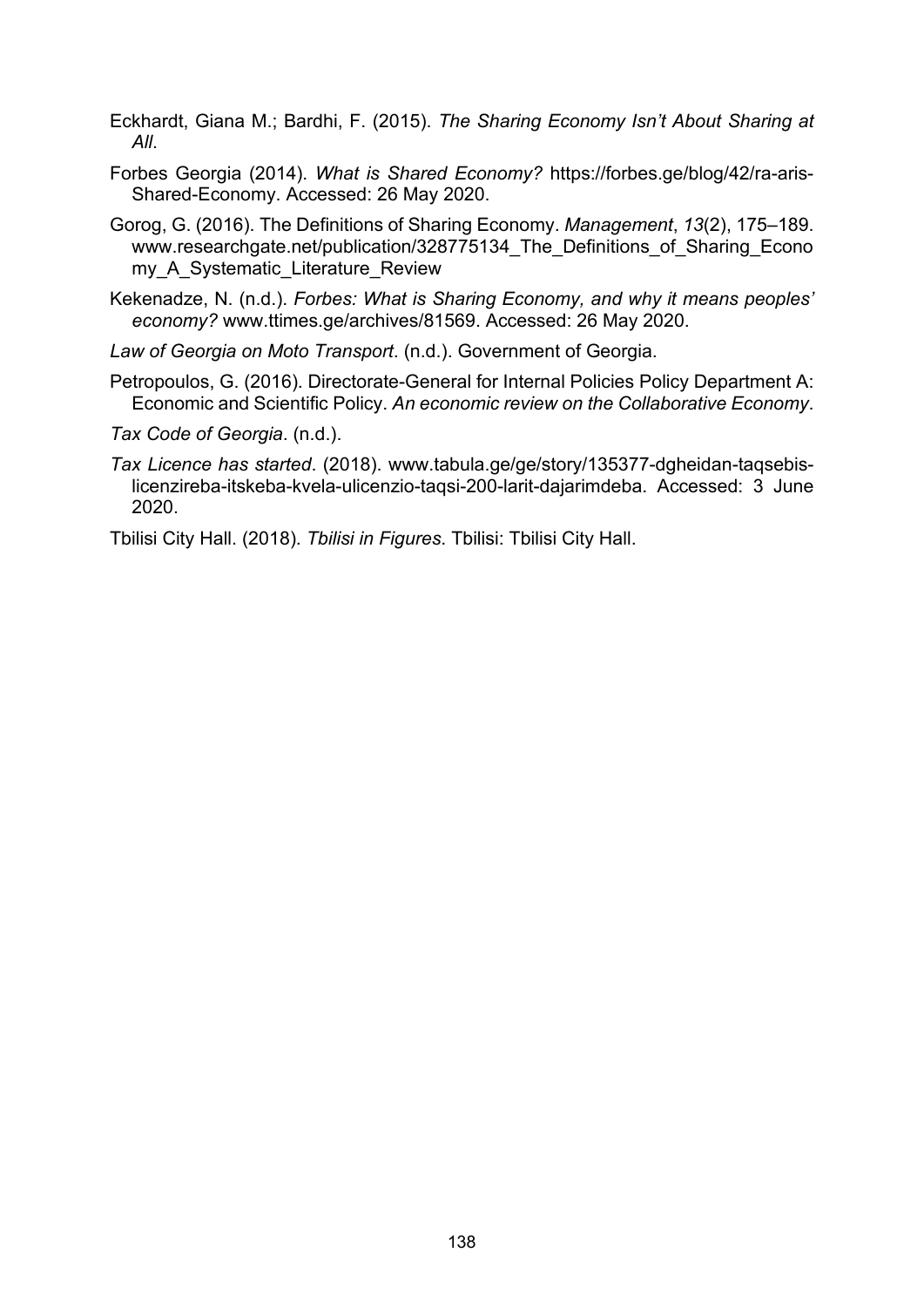Eckhardt, Giana M.; Bardhi, F. (2015). *The Sharing Economy Isn't About Sharing at All*.

Forbes Georgia (2014). *What is Shared Economy?* https://forbes.ge/blog/42/ra-aris-Shared-Economy. Accessed: 26 May 2020.

Gorog, G. (2016). The Definitions of Sharing Economy. *Management*, *13*(2), 175–189. www.researchgate.net/publication/328775134_The_Definitions_of_Sharing_Economy_A_Systematic_Literature_Review

Kekenadze, N. (n.d.). *Forbes: What is Sharing Economy, and why it means peoples' economy?* www.ttimes.ge/archives/81569. Accessed: 26 May 2020.

*Law of Georgia on Moto Transport*. (n.d.). Government of Georgia.

Petropoulos, G. (2016). Directorate-General for Internal Policies Policy Department A: Economic and Scientific Policy. *An economic review on the Collaborative Economy*.

*Tax Code of Georgia*. (n.d.).

*Tax Licence has started*. (2018). www.tabula.ge/ge/story/135377-dgheidan-taqsebis-licenzireba-itskeba-kvela-ulicenzio-taqsi-200-larit-dajarimdeba. Accessed: 3 June 2020.

Tbilisi City Hall. (2018). *Tbilisi in Figures*. Tbilisi: Tbilisi City Hall.